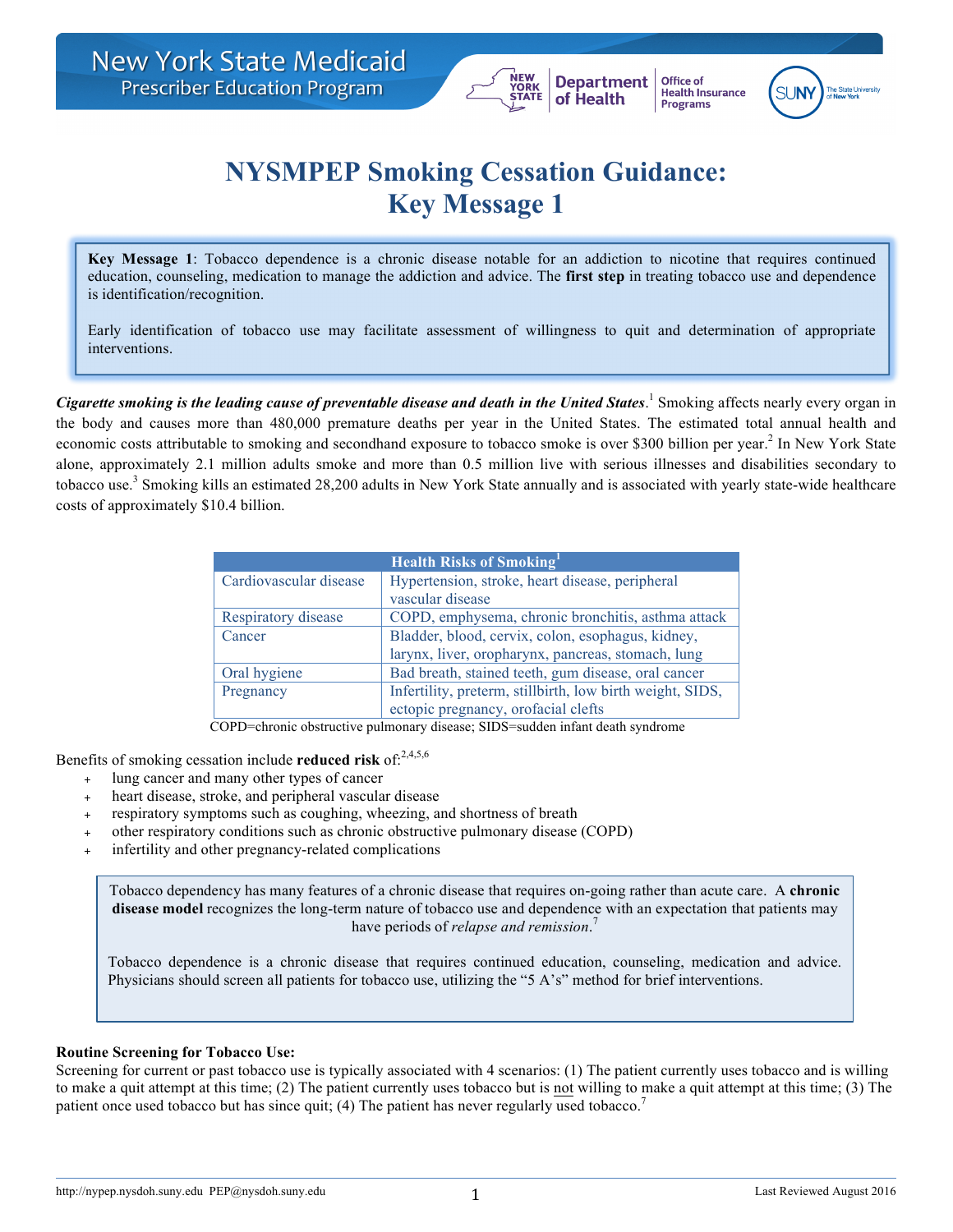# NYSMPEP Smoking Cessation Guidance: Key Message 1

**Key Message 1**: Tobacco dependence is a chronic disease notable for an addiction to nicotine that requires continued education, counseling, medication to manage the addiction and advice. The **first step** in treating tobacco use and dependence is identification/recognition.

Early identification of tobacco use may facilitate assessment of willingness to quit and determination of appropriate interventions.

***Cigarette smoking is the leading cause of preventable disease and death in the United States***.[1] Smoking affects nearly every organ in the body and causes more than 480,000 premature deaths per year in the United States. The estimated total annual health and economic costs attributable to smoking and secondhand exposure to tobacco smoke is over $300 billion per year.[2] In New York State alone, approximately 2.1 million adults smoke and more than 0.5 million live with serious illnesses and disabilities secondary to tobacco use.[3] Smoking kills an estimated 28,200 adults in New York State annually and is associated with yearly state-wide healthcare costs of approximately $10.4 billion.

| Health Risks of Smoking[1] | |
|---|---|
| Cardiovascular disease | Hypertension, stroke, heart disease, peripheral vascular disease |
| Respiratory disease | COPD, emphysema, chronic bronchitis, asthma attack |
| Cancer | Bladder, blood, cervix, colon, esophagus, kidney, larynx, liver, oropharynx, pancreas, stomach, lung |
| Oral hygiene | Bad breath, stained teeth, gum disease, oral cancer |
| Pregnancy | Infertility, preterm, stillbirth, low birth weight, SIDS, ectopic pregnancy, orofacial clefts |

COPD=chronic obstructive pulmonary disease; SIDS=sudden infant death syndrome

Benefits of smoking cessation include **reduced risk** of:[2,4,5,6]

- lung cancer and many other types of cancer
- heart disease, stroke, and peripheral vascular disease
- respiratory symptoms such as coughing, wheezing, and shortness of breath
- other respiratory conditions such as chronic obstructive pulmonary disease (COPD)
- infertility and other pregnancy-related complications

Tobacco dependency has many features of a chronic disease that requires on-going rather than acute care. A **chronic disease model** recognizes the long-term nature of tobacco use and dependence with an expectation that patients may have periods of *relapse and remission*.[7]

Tobacco dependence is a chronic disease that requires continued education, counseling, medication and advice. Physicians should screen all patients for tobacco use, utilizing the "5 A's" method for brief interventions.

**Routine Screening for Tobacco Use:**

Screening for current or past tobacco use is typically associated with 4 scenarios: (1) The patient currently uses tobacco and is willing to make a quit attempt at this time; (2) The patient currently uses tobacco but is not willing to make a quit attempt at this time; (3) The patient once used tobacco but has since quit; (4) The patient has never regularly used tobacco.[7]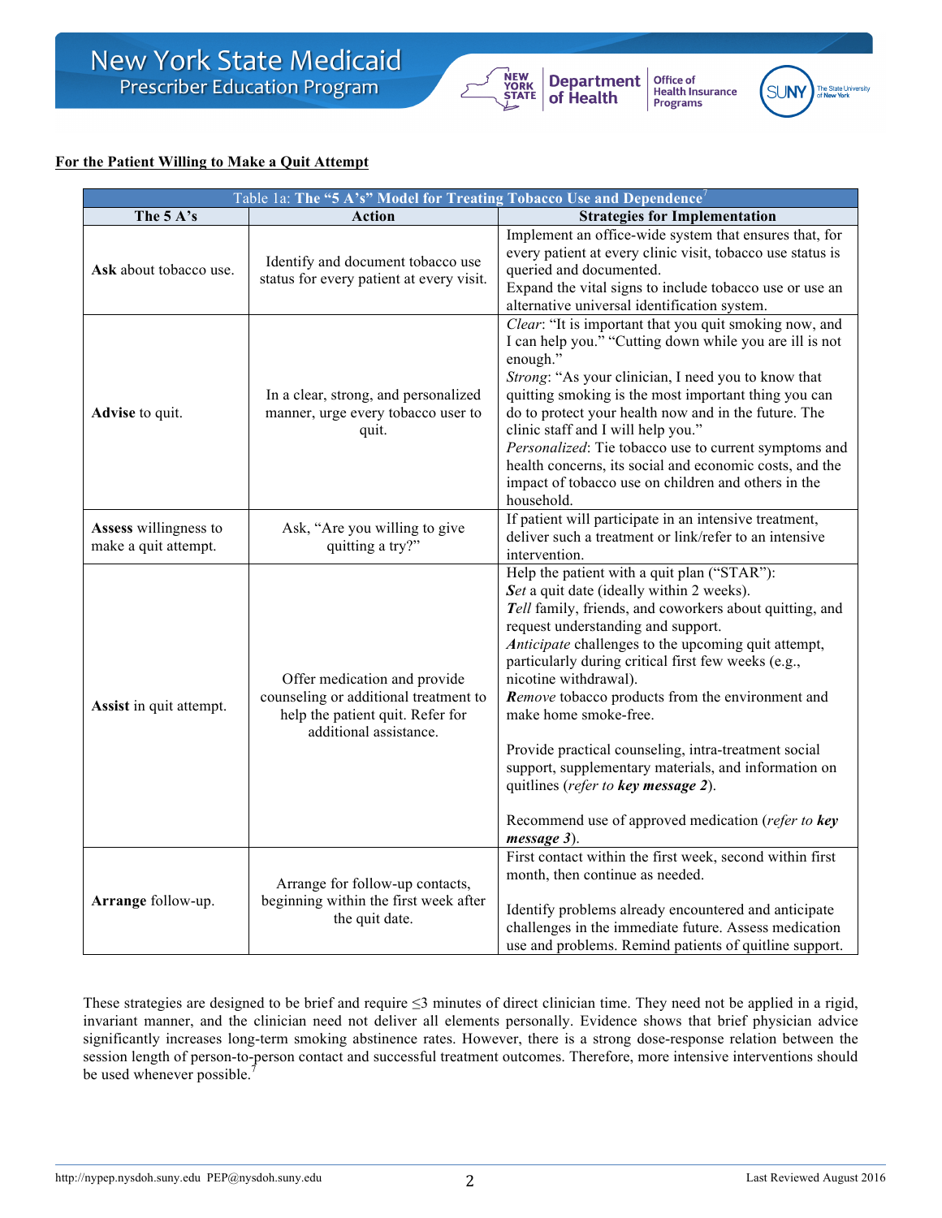**For the Patient Willing to Make a Quit Attempt**

Table 1a: **The "5 A's" Model for Treating Tobacco Use and Dependence**[7]

| The 5 A's | Action | Strategies for Implementation |
|---|---|---|
| **Ask** about tobacco use. | Identify and document tobacco use status for every patient at every visit. | Implement an office-wide system that ensures that, for every patient at every clinic visit, tobacco use status is queried and documented.<br>Expand the vital signs to include tobacco use or use an alternative universal identification system. |
| **Advise** to quit. | In a clear, strong, and personalized manner, urge every tobacco user to quit. | *Clear*: "It is important that you quit smoking now, and I can help you." "Cutting down while you are ill is not enough."<br>*Strong*: "As your clinician, I need you to know that quitting smoking is the most important thing you can do to protect your health now and in the future. The clinic staff and I will help you."<br>*Personalized*: Tie tobacco use to current symptoms and health concerns, its social and economic costs, and the impact of tobacco use on children and others in the household. |
| **Assess** willingness to make a quit attempt. | Ask, "Are you willing to give quitting a try?" | If patient will participate in an intensive treatment, deliver such a treatment or link/refer to an intensive intervention. |
| **Assist** in quit attempt. | Offer medication and provide counseling or additional treatment to help the patient quit. Refer for additional assistance. | Help the patient with a quit plan ("STAR"):<br>***S****et* a quit date (ideally within 2 weeks).<br>***T****ell* family, friends, and coworkers about quitting, and request understanding and support.<br>***A****nticipate* challenges to the upcoming quit attempt, particularly during critical first few weeks (e.g., nicotine withdrawal).<br>***R****emove* tobacco products from the environment and make home smoke-free.<br><br>Provide practical counseling, intra-treatment social support, supplementary materials, and information on quitlines (*refer to* ***key message 2***).<br><br>Recommend use of approved medication (*refer to* ***key message 3***). |
| **Arrange** follow-up. | Arrange for follow-up contacts, beginning within the first week after the quit date. | First contact within the first week, second within first month, then continue as needed.<br><br>Identify problems already encountered and anticipate challenges in the immediate future. Assess medication use and problems. Remind patients of quitline support. |

These strategies are designed to be brief and require ≤3 minutes of direct clinician time. They need not be applied in a rigid, invariant manner, and the clinician need not deliver all elements personally. Evidence shows that brief physician advice significantly increases long-term smoking abstinence rates. However, there is a strong dose-response relation between the session length of person-to-person contact and successful treatment outcomes. Therefore, more intensive interventions should be used whenever possible.[7]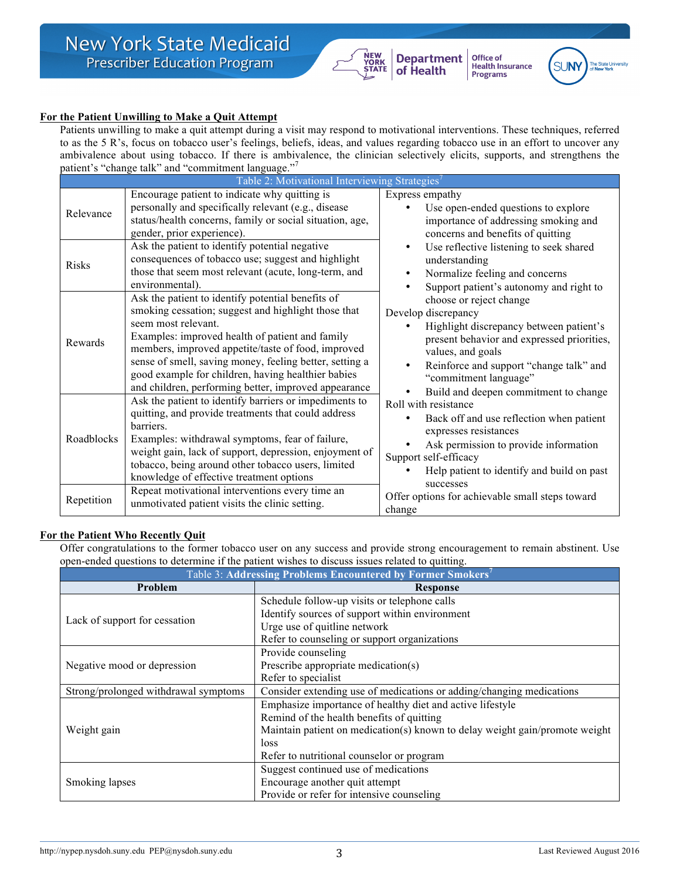## For the Patient Unwilling to Make a Quit Attempt

Patients unwilling to make a quit attempt during a visit may respond to motivational interventions. These techniques, referred to as the 5 R's, focus on tobacco user's feelings, beliefs, ideas, and values regarding tobacco use in an effort to uncover any ambivalence about using tobacco. If there is ambivalence, the clinician selectively elicits, supports, and strengthens the patient's "change talk" and "commitment language."[7]

**Table 2: Motivational Interviewing Strategies[7]**

| | | |
|---|---|---|
| Relevance | Encourage patient to indicate why quitting is personally and specifically relevant (e.g., disease status/health concerns, family or social situation, age, gender, prior experience). | Express empathy<br>• Use open-ended questions to explore importance of addressing smoking and concerns and benefits of quitting<br>• Use reflective listening to seek shared understanding<br>• Normalize feeling and concerns<br>• Support patient's autonomy and right to choose or reject change<br>Develop discrepancy<br>• Highlight discrepancy between patient's present behavior and expressed priorities, values, and goals<br>• Reinforce and support "change talk" and "commitment language"<br>• Build and deepen commitment to change<br>Roll with resistance<br>• Back off and use reflection when patient expresses resistances<br>• Ask permission to provide information<br>Support self-efficacy<br>• Help patient to identify and build on past successes<br>Offer options for achievable small steps toward change |
| Risks | Ask the patient to identify potential negative consequences of tobacco use; suggest and highlight those that seem most relevant (acute, long-term, and environmental). | |
| Rewards | Ask the patient to identify potential benefits of smoking cessation; suggest and highlight those that seem most relevant.<br>Examples: improved health of patient and family members, improved appetite/taste of food, improved sense of smell, saving money, feeling better, setting a good example for children, having healthier babies and children, performing better, improved appearance | |
| Roadblocks | Ask the patient to identify barriers or impediments to quitting, and provide treatments that could address barriers.<br>Examples: withdrawal symptoms, fear of failure, weight gain, lack of support, depression, enjoyment of tobacco, being around other tobacco users, limited knowledge of effective treatment options | |
| Repetition | Repeat motivational interventions every time an unmotivated patient visits the clinic setting. | |

## For the Patient Who Recently Quit

Offer congratulations to the former tobacco user on any success and provide strong encouragement to remain abstinent. Use open-ended questions to determine if the patient wishes to discuss issues related to quitting.

**Table 3: Addressing Problems Encountered by Former Smokers[7]**

| Problem | Response |
|---|---|
| Lack of support for cessation | Schedule follow-up visits or telephone calls<br>Identify sources of support within environment<br>Urge use of quitline network<br>Refer to counseling or support organizations |
| Negative mood or depression | Provide counseling<br>Prescribe appropriate medication(s)<br>Refer to specialist |
| Strong/prolonged withdrawal symptoms | Consider extending use of medications or adding/changing medications |
| Weight gain | Emphasize importance of healthy diet and active lifestyle<br>Remind of the health benefits of quitting<br>Maintain patient on medication(s) known to delay weight gain/promote weight loss<br>Refer to nutritional counselor or program |
| Smoking lapses | Suggest continued use of medications<br>Encourage another quit attempt<br>Provide or refer for intensive counseling |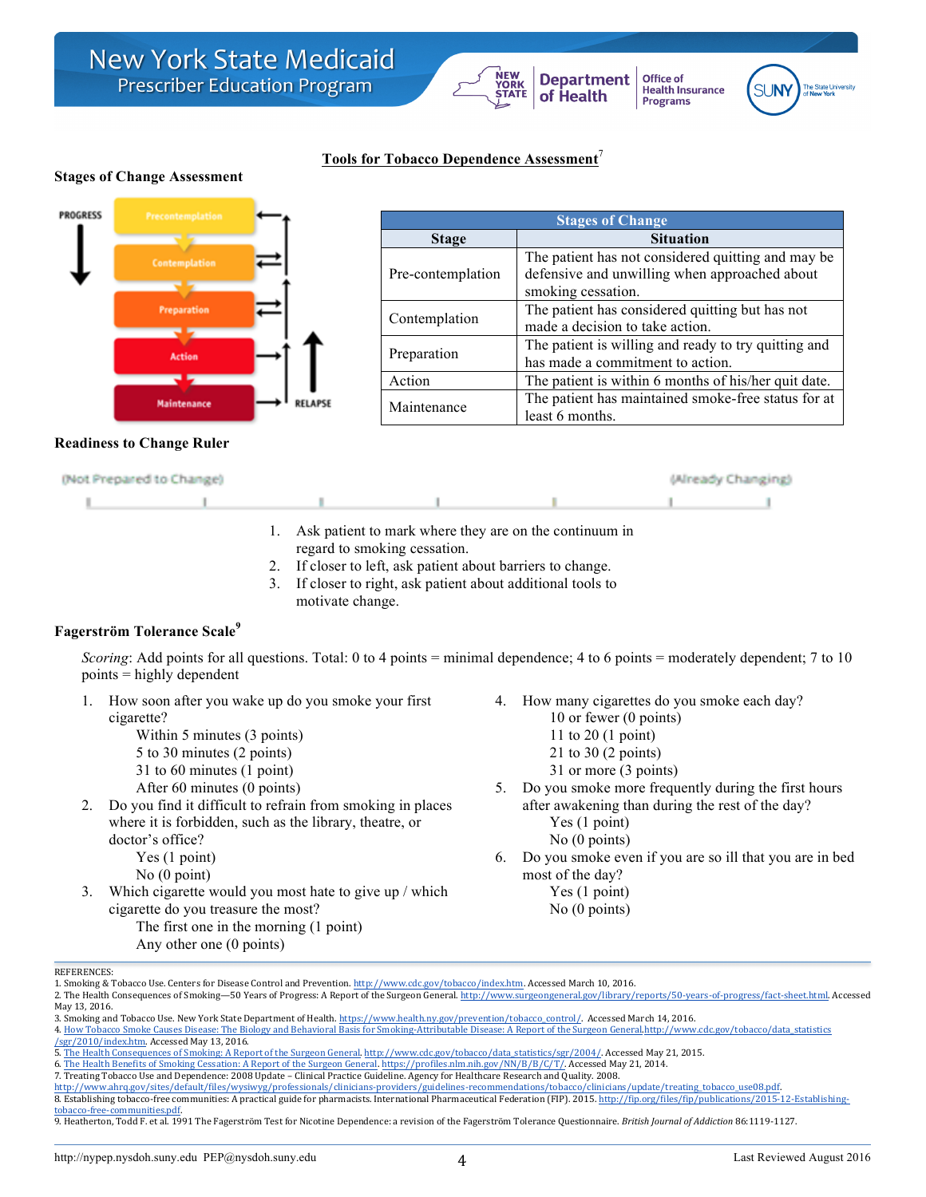New York State Medicaid
Prescriber Education Program

## Tools for Tobacco Dependence Assessment[7]

### Stages of Change Assessment

PROGRESS

Precontemplation

Contemplation

Preparation

Action

Maintenance

RELAPSE

| Stages of Change | |
|---|---|
| **Stage** | **Situation** |
| Pre-contemplation | The patient has not considered quitting and may be defensive and unwilling when approached about smoking cessation. |
| Contemplation | The patient has considered quitting but has not made a decision to take action. |
| Preparation | The patient is willing and ready to try quitting and has made a commitment to action. |
| Action | The patient is within 6 months of his/her quit date. |
| Maintenance | The patient has maintained smoke-free status for at least 6 months. |

### Readiness to Change Ruler

(Not Prepared to Change)

(Already Changing)

1. Ask patient to mark where they are on the continuum in regard to smoking cessation.
2. If closer to left, ask patient about barriers to change.
3. If closer to right, ask patient about additional tools to motivate change.

### Fagerström Tolerance Scale[9]

*Scoring*: Add points for all questions. Total: 0 to 4 points = minimal dependence; 4 to 6 points = moderately dependent; 7 to 10 points = highly dependent

1. How soon after you wake up do you smoke your first cigarette?
   - Within 5 minutes (3 points)
   - 5 to 30 minutes (2 points)
   - 31 to 60 minutes (1 point)
   - After 60 minutes (0 points)
2. Do you find it difficult to refrain from smoking in places where it is forbidden, such as the library, theatre, or doctor's office?
   - Yes (1 point)
   - No (0 point)
3. Which cigarette would you most hate to give up / which cigarette do you treasure the most?
   - The first one in the morning (1 point)
   - Any other one (0 points)
4. How many cigarettes do you smoke each day?
   - 10 or fewer (0 points)
   - 11 to 20 (1 point)
   - 21 to 30 (2 points)
   - 31 or more (3 points)
5. Do you smoke more frequently during the first hours after awakening than during the rest of the day?
   - Yes (1 point)
   - No (0 points)
6. Do you smoke even if you are so ill that you are in bed most of the day?
   - Yes (1 point)
   - No (0 points)

REFERENCES:
1. Smoking & Tobacco Use. Centers for Disease Control and Prevention. http://www.cdc.gov/tobacco/index.htm. Accessed March 10, 2016.
2. The Health Consequences of Smoking—50 Years of Progress: A Report of the Surgeon General. http://www.surgeongeneral.gov/library/reports/50-years-of-progress/fact-sheet.html. Accessed May 13, 2016.
3. Smoking and Tobacco Use. New York State Department of Health. https://www.health.ny.gov/prevention/tobacco_control/. Accessed March 14, 2016.
4. How Tobacco Smoke Causes Disease: The Biology and Behavioral Basis for Smoking-Attributable Disease: A Report of the Surgeon General. http://www.cdc.gov/tobacco/data_statistics/sgr/2010/index.htm. Accessed May 13, 2016.
5. The Health Consequences of Smoking: A Report of the Surgeon General. http://www.cdc.gov/tobacco/data_statistics/sgr/2004/. Accessed May 21, 2015.
6. The Health Benefits of Smoking Cessation: A Report of the Surgeon General. https://profiles.nlm.nih.gov/NN/B/B/C/T/. Accessed May 21, 2014.
7. Treating Tobacco Use and Dependence: 2008 Update – Clinical Practice Guideline. Agency for Healthcare Research and Quality. 2008. http://www.ahrq.gov/sites/default/files/wysiwyg/professionals/clinicians-providers/guidelines-recommendations/tobacco/clinicians/update/treating_tobacco_use08.pdf.
8. Establishing tobacco-free communities: A practical guide for pharmacists. International Pharmaceutical Federation (FIP). 2015. http://fip.org/files/fip/publications/2015-12-Establishing-tobacco-free-communities.pdf.
9. Heatherton, Todd F. et al. 1991 The Fagerström Test for Nicotine Dependence: a revision of the Fagerström Tolerance Questionnaire. *British Journal of Addiction* 86:1119-1127.